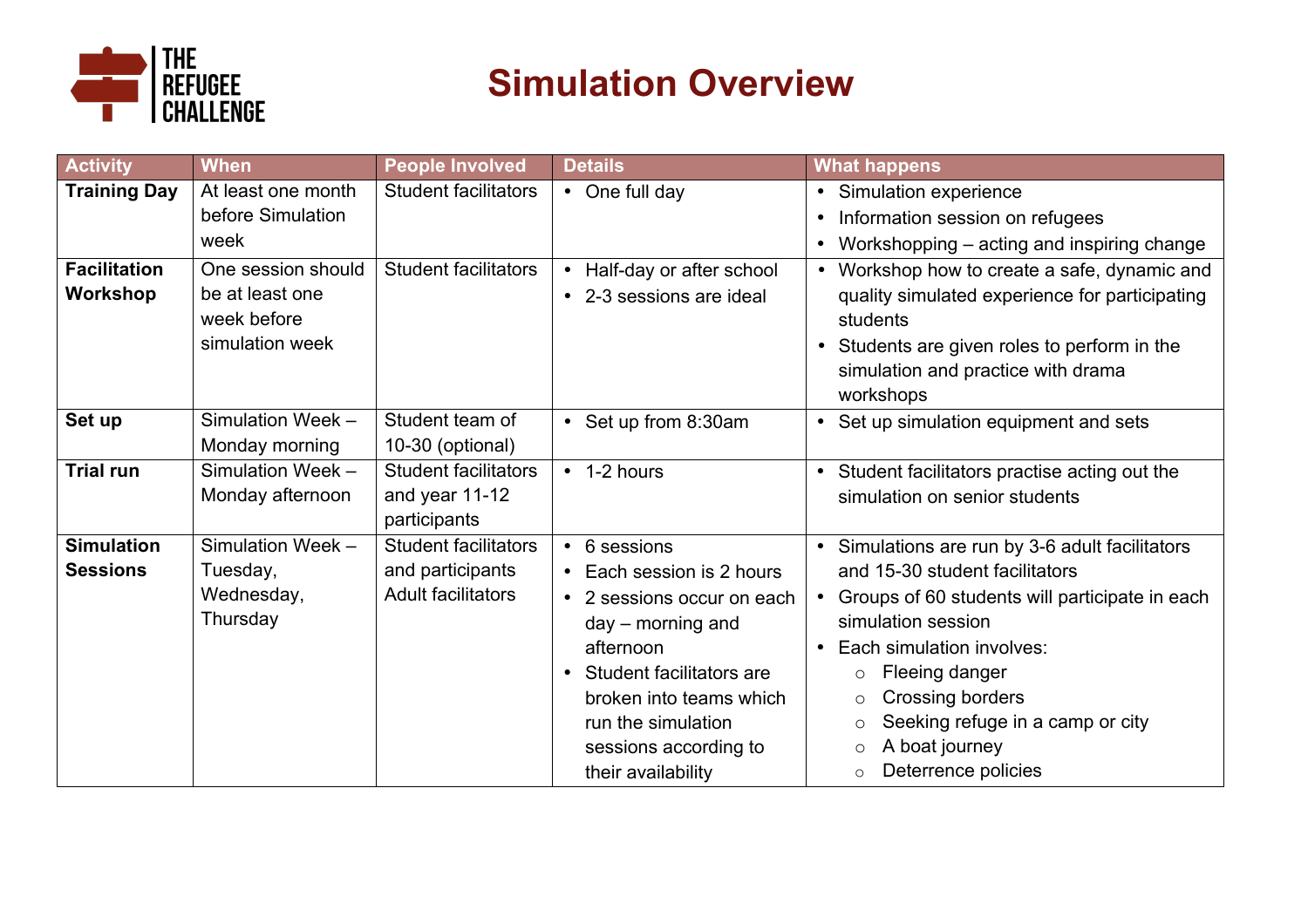THE REFUGEE CHALLENGE

# Simulation Overview

| Activity | When | People Involved | Details | What happens |
|---|---|---|---|---|
| **Training Day** | At least one month before Simulation week | Student facilitators | • One full day | • Simulation experience<br>• Information session on refugees<br>• Workshopping – acting and inspiring change |
| **Facilitation Workshop** | One session should be at least one week before simulation week | Student facilitators | • Half-day or after school<br>• 2-3 sessions are ideal | • Workshop how to create a safe, dynamic and quality simulated experience for participating students<br>• Students are given roles to perform in the simulation and practice with drama workshops |
| **Set up** | Simulation Week – Monday morning | Student team of 10-30 (optional) | • Set up from 8:30am | • Set up simulation equipment and sets |
| **Trial run** | Simulation Week – Monday afternoon | Student facilitators and year 11-12 participants | • 1-2 hours | • Student facilitators practise acting out the simulation on senior students |
| **Simulation Sessions** | Simulation Week – Tuesday, Wednesday, Thursday | Student facilitators and participants<br>Adult facilitators | • 6 sessions<br>• Each session is 2 hours<br>• 2 sessions occur on each day – morning and afternoon<br>• Student facilitators are broken into teams which run the simulation sessions according to their availability | • Simulations are run by 3-6 adult facilitators and 15-30 student facilitators<br>• Groups of 60 students will participate in each simulation session<br>• Each simulation involves:<br>○ Fleeing danger<br>○ Crossing borders<br>○ Seeking refuge in a camp or city<br>○ A boat journey<br>○ Deterrence policies |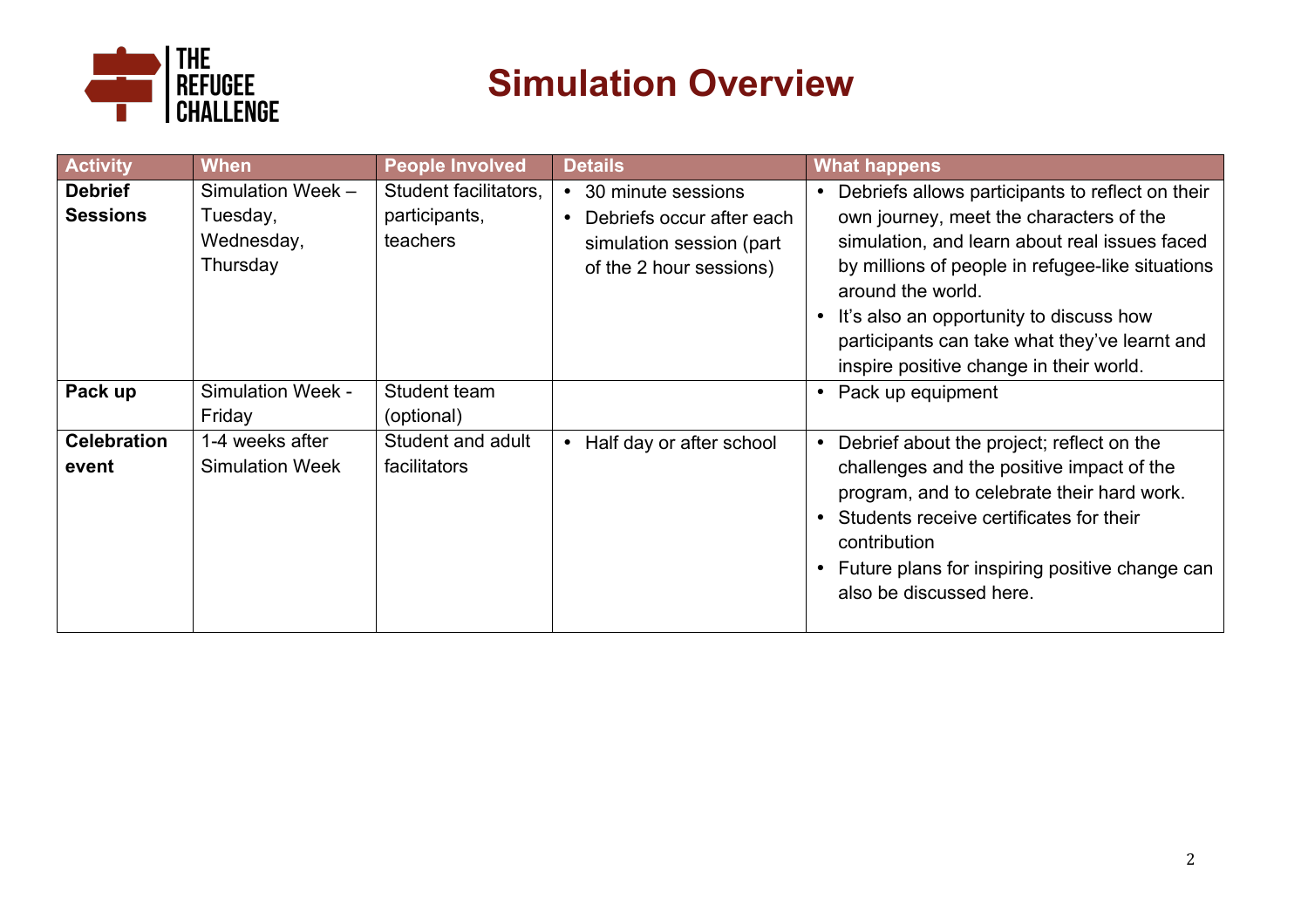# Simulation Overview

| Activity | When | People Involved | Details | What happens |
|---|---|---|---|---|
| **Debrief Sessions** | Simulation Week – Tuesday, Wednesday, Thursday | Student facilitators, participants, teachers | • 30 minute sessions<br>• Debriefs occur after each simulation session (part of the 2 hour sessions) | • Debriefs allows participants to reflect on their own journey, meet the characters of the simulation, and learn about real issues faced by millions of people in refugee-like situations around the world.<br>• It's also an opportunity to discuss how participants can take what they've learnt and inspire positive change in their world. |
| **Pack up** | Simulation Week - Friday | Student team (optional) | | • Pack up equipment |
| **Celebration event** | 1-4 weeks after Simulation Week | Student and adult facilitators | • Half day or after school | • Debrief about the project; reflect on the challenges and the positive impact of the program, and to celebrate their hard work.<br>• Students receive certificates for their contribution<br>• Future plans for inspiring positive change can also be discussed here. |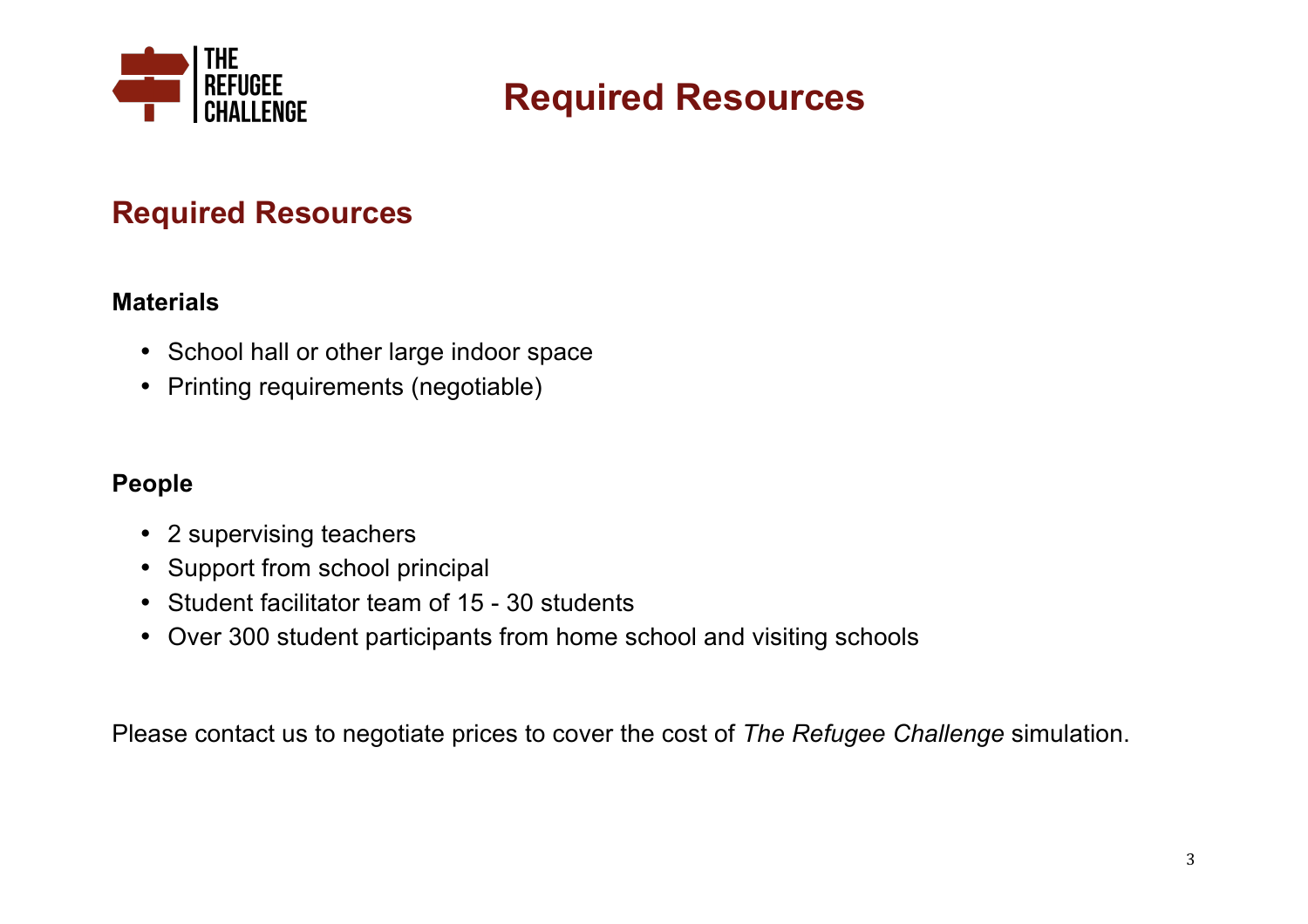# Required Resources

## Required Resources

**Materials**

- School hall or other large indoor space
- Printing requirements (negotiable)

**People**

- 2 supervising teachers
- Support from school principal
- Student facilitator team of 15 - 30 students
- Over 300 student participants from home school and visiting schools

Please contact us to negotiate prices to cover the cost of *The Refugee Challenge* simulation.